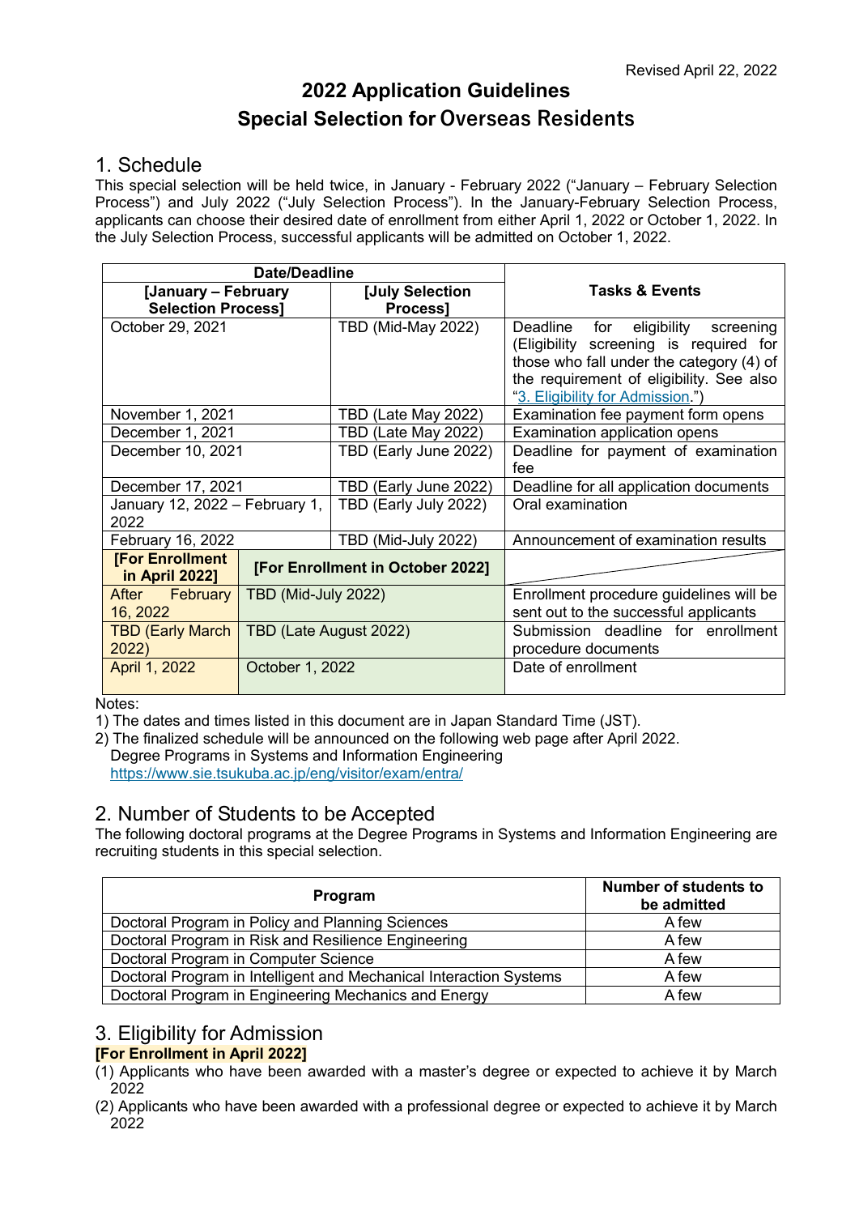Revised April 22, 2022

# 2022 Application Guidelines
# Special Selection for Overseas Residents

## 1. Schedule

This special selection will be held twice, in January - February 2022 ("January – February Selection Process") and July 2022 ("July Selection Process"). In the January-February Selection Process, applicants can choose their desired date of enrollment from either April 1, 2022 or October 1, 2022. In the July Selection Process, successful applicants will be admitted on October 1, 2022.

| Date/Deadline | | | Tasks & Events |
|---|---|---|---|
| [January – February Selection Process] | | [July Selection Process] | |
| October 29, 2021 | | TBD (Mid-May 2022) | Deadline for eligibility screening (Eligibility screening is required for those who fall under the category (4) of the requirement of eligibility. See also "3. Eligibility for Admission.") |
| November 1, 2021 | | TBD (Late May 2022) | Examination fee payment form opens |
| December 1, 2021 | | TBD (Late May 2022) | Examination application opens |
| December 10, 2021 | | TBD (Early June 2022) | Deadline for payment of examination fee |
| December 17, 2021 | | TBD (Early June 2022) | Deadline for all application documents |
| January 12, 2022 – February 1, 2022 | | TBD (Early July 2022) | Oral examination |
| February 16, 2022 | | TBD (Mid-July 2022) | Announcement of examination results |
| **[For Enrollment in April 2022]** | **[For Enrollment in October 2022]** | | |
| After February 16, 2022 | TBD (Mid-July 2022) | | Enrollment procedure guidelines will be sent out to the successful applicants |
| TBD (Early March 2022) | TBD (Late August 2022) | | Submission deadline for enrollment procedure documents |
| April 1, 2022 | October 1, 2022 | | Date of enrollment |

Notes:

1) The dates and times listed in this document are in Japan Standard Time (JST).
2) The finalized schedule will be announced on the following web page after April 2022.
   Degree Programs in Systems and Information Engineering
   https://www.sie.tsukuba.ac.jp/eng/visitor/exam/entra/

## 2. Number of Students to be Accepted

The following doctoral programs at the Degree Programs in Systems and Information Engineering are recruiting students in this special selection.

| Program | Number of students to be admitted |
|---|---|
| Doctoral Program in Policy and Planning Sciences | A few |
| Doctoral Program in Risk and Resilience Engineering | A few |
| Doctoral Program in Computer Science | A few |
| Doctoral Program in Intelligent and Mechanical Interaction Systems | A few |
| Doctoral Program in Engineering Mechanics and Energy | A few |

## 3. Eligibility for Admission

**[For Enrollment in April 2022]**

(1) Applicants who have been awarded with a master's degree or expected to achieve it by March 2022

(2) Applicants who have been awarded with a professional degree or expected to achieve it by March 2022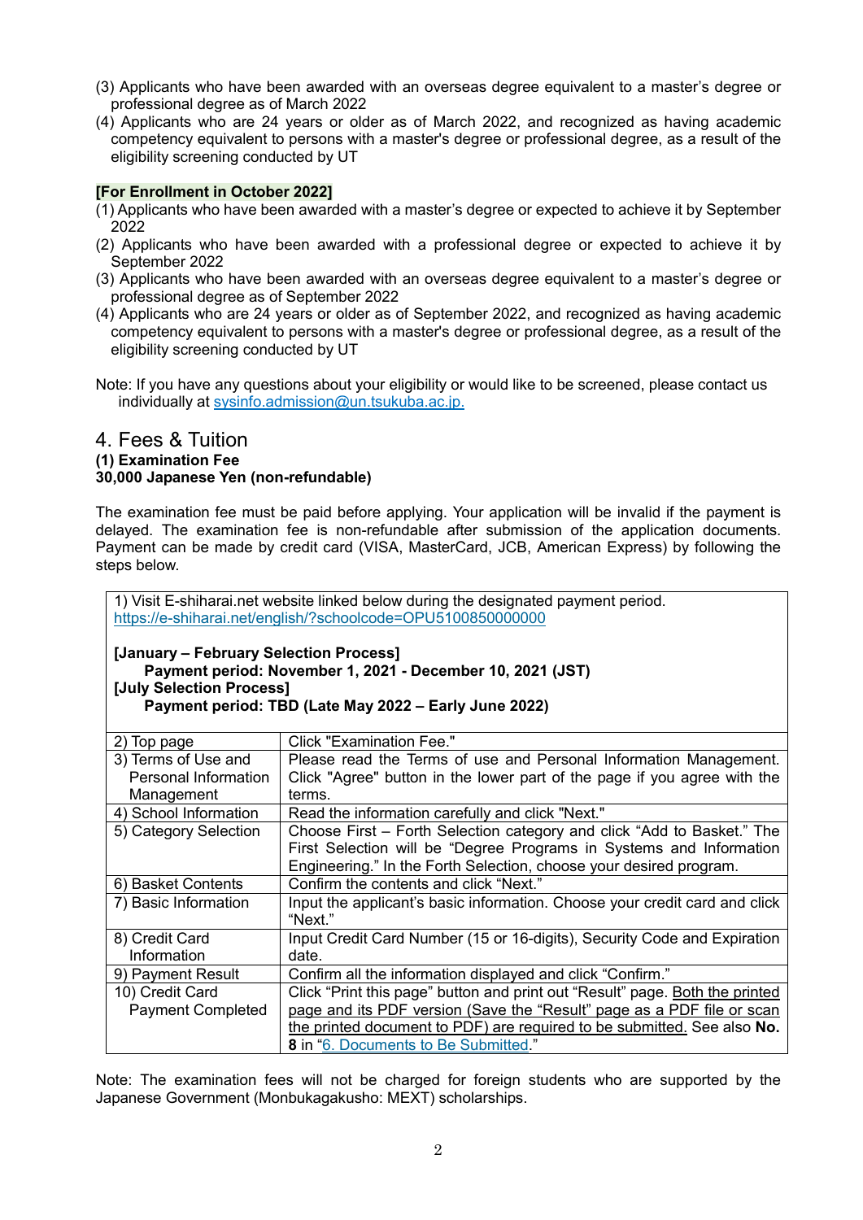(3) Applicants who have been awarded with an overseas degree equivalent to a master's degree or professional degree as of March 2022
(4) Applicants who are 24 years or older as of March 2022, and recognized as having academic competency equivalent to persons with a master's degree or professional degree, as a result of the eligibility screening conducted by UT

**[For Enrollment in October 2022]**

(1) Applicants who have been awarded with a master's degree or expected to achieve it by September 2022
(2) Applicants who have been awarded with a professional degree or expected to achieve it by September 2022
(3) Applicants who have been awarded with an overseas degree equivalent to a master's degree or professional degree as of September 2022
(4) Applicants who are 24 years or older as of September 2022, and recognized as having academic competency equivalent to persons with a master's degree or professional degree, as a result of the eligibility screening conducted by UT

Note: If you have any questions about your eligibility or would like to be screened, please contact us individually at sysinfo.admission@un.tsukuba.ac.jp.

## 4. Fees & Tuition

**(1) Examination Fee**
**30,000 Japanese Yen (non-refundable)**

The examination fee must be paid before applying. Your application will be invalid if the payment is delayed. The examination fee is non-refundable after submission of the application documents. Payment can be made by credit card (VISA, MasterCard, JCB, American Express) by following the steps below.

| 1) Visit E-shiharai.net website linked below during the designated payment period.<br>https://e-shiharai.net/english/?schoolcode=OPU5100850000000<br><br>**[January – February Selection Process]**<br>**Payment period: November 1, 2021 - December 10, 2021 (JST)**<br>**[July Selection Process]**<br>**Payment period: TBD (Late May 2022 – Early June 2022)** | |
|---|---|
| 2) Top page | Click "Examination Fee." |
| 3) Terms of Use and Personal Information Management | Please read the Terms of use and Personal Information Management. Click "Agree" button in the lower part of the page if you agree with the terms. |
| 4) School Information | Read the information carefully and click "Next." |
| 5) Category Selection | Choose First – Forth Selection category and click "Add to Basket." The First Selection will be "Degree Programs in Systems and Information Engineering." In the Forth Selection, choose your desired program. |
| 6) Basket Contents | Confirm the contents and click "Next." |
| 7) Basic Information | Input the applicant's basic information. Choose your credit card and click "Next." |
| 8) Credit Card Information | Input Credit Card Number (15 or 16-digits), Security Code and Expiration date. |
| 9) Payment Result | Confirm all the information displayed and click "Confirm." |
| 10) Credit Card Payment Completed | Click "Print this page" button and print out "Result" page. Both the printed page and its PDF version (Save the "Result" page as a PDF file or scan the printed document to PDF) are required to be submitted. See also **No. 8** in "6. Documents to Be Submitted." |

Note: The examination fees will not be charged for foreign students who are supported by the Japanese Government (Monbukagakusho: MEXT) scholarships.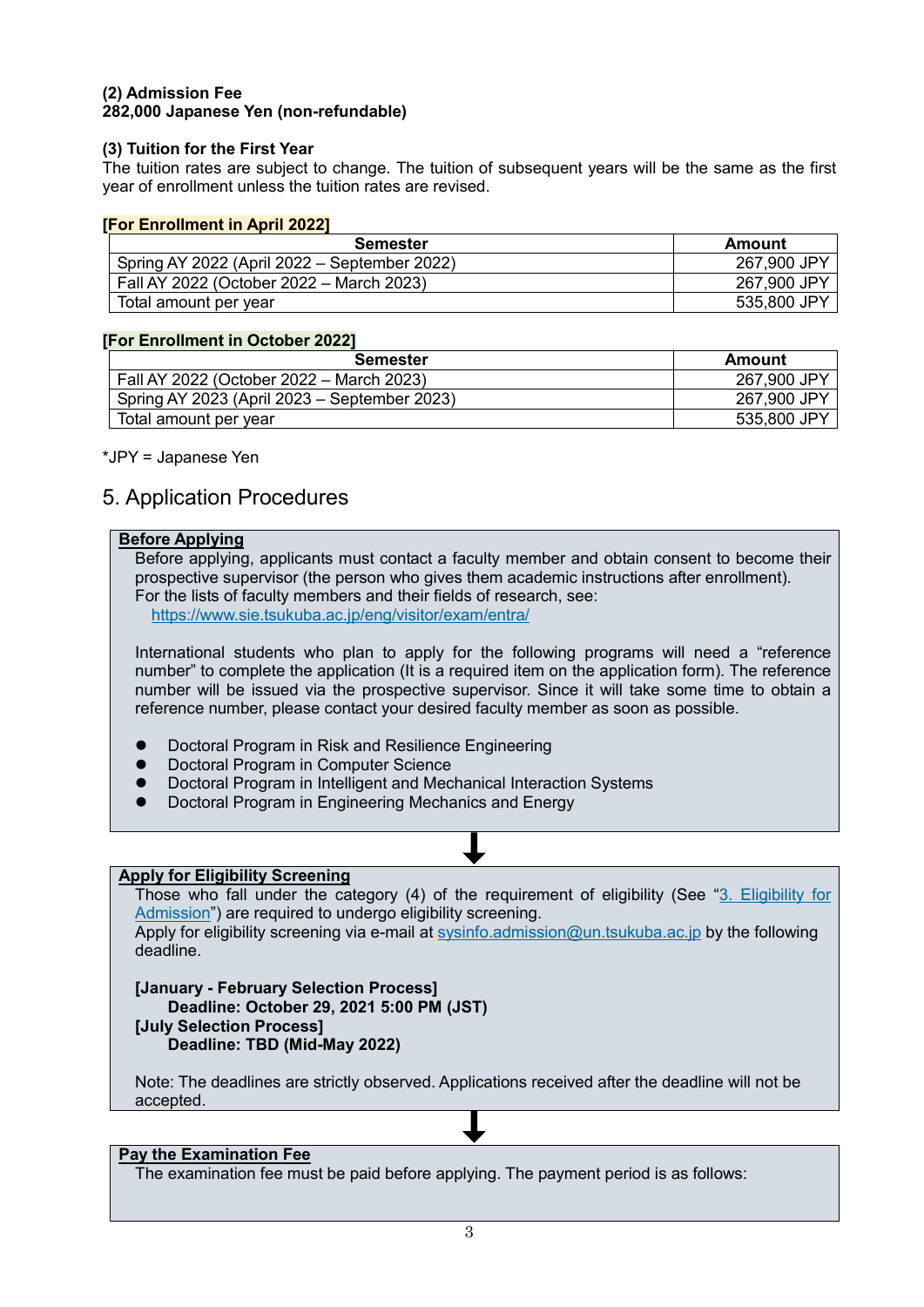**(2) Admission Fee**
**282,000 Japanese Yen (non-refundable)**

**(3) Tuition for the First Year**

The tuition rates are subject to change. The tuition of subsequent years will be the same as the first year of enrollment unless the tuition rates are revised.

**[For Enrollment in April 2022]**

| Semester | Amount |
|---|---|
| Spring AY 2022 (April 2022 – September 2022) | 267,900 JPY |
| Fall AY 2022 (October 2022 – March 2023) | 267,900 JPY |
| Total amount per year | 535,800 JPY |

**[For Enrollment in October 2022]**

| Semester | Amount |
|---|---|
| Fall AY 2022 (October 2022 – March 2023) | 267,900 JPY |
| Spring AY 2023 (April 2023 – September 2023) | 267,900 JPY |
| Total amount per year | 535,800 JPY |

*JPY = Japanese Yen

## 5. Application Procedures

**Before Applying**

Before applying, applicants must contact a faculty member and obtain consent to become their prospective supervisor (the person who gives them academic instructions after enrollment).
For the lists of faculty members and their fields of research, see:
https://www.sie.tsukuba.ac.jp/eng/visitor/exam/entra/

International students who plan to apply for the following programs will need a "reference number" to complete the application (It is a required item on the application form). The reference number will be issued via the prospective supervisor. Since it will take some time to obtain a reference number, please contact your desired faculty member as soon as possible.

- Doctoral Program in Risk and Resilience Engineering
- Doctoral Program in Computer Science
- Doctoral Program in Intelligent and Mechanical Interaction Systems
- Doctoral Program in Engineering Mechanics and Energy

↓

**Apply for Eligibility Screening**

Those who fall under the category (4) of the requirement of eligibility (See "3. Eligibility for Admission") are required to undergo eligibility screening.
Apply for eligibility screening via e-mail at sysinfo.admission@un.tsukuba.ac.jp by the following deadline.

**[January - February Selection Process]**
**Deadline: October 29, 2021 5:00 PM (JST)**
**[July Selection Process]**
**Deadline: TBD (Mid-May 2022)**

Note: The deadlines are strictly observed. Applications received after the deadline will not be accepted.

↓

**Pay the Examination Fee**

The examination fee must be paid before applying. The payment period is as follows: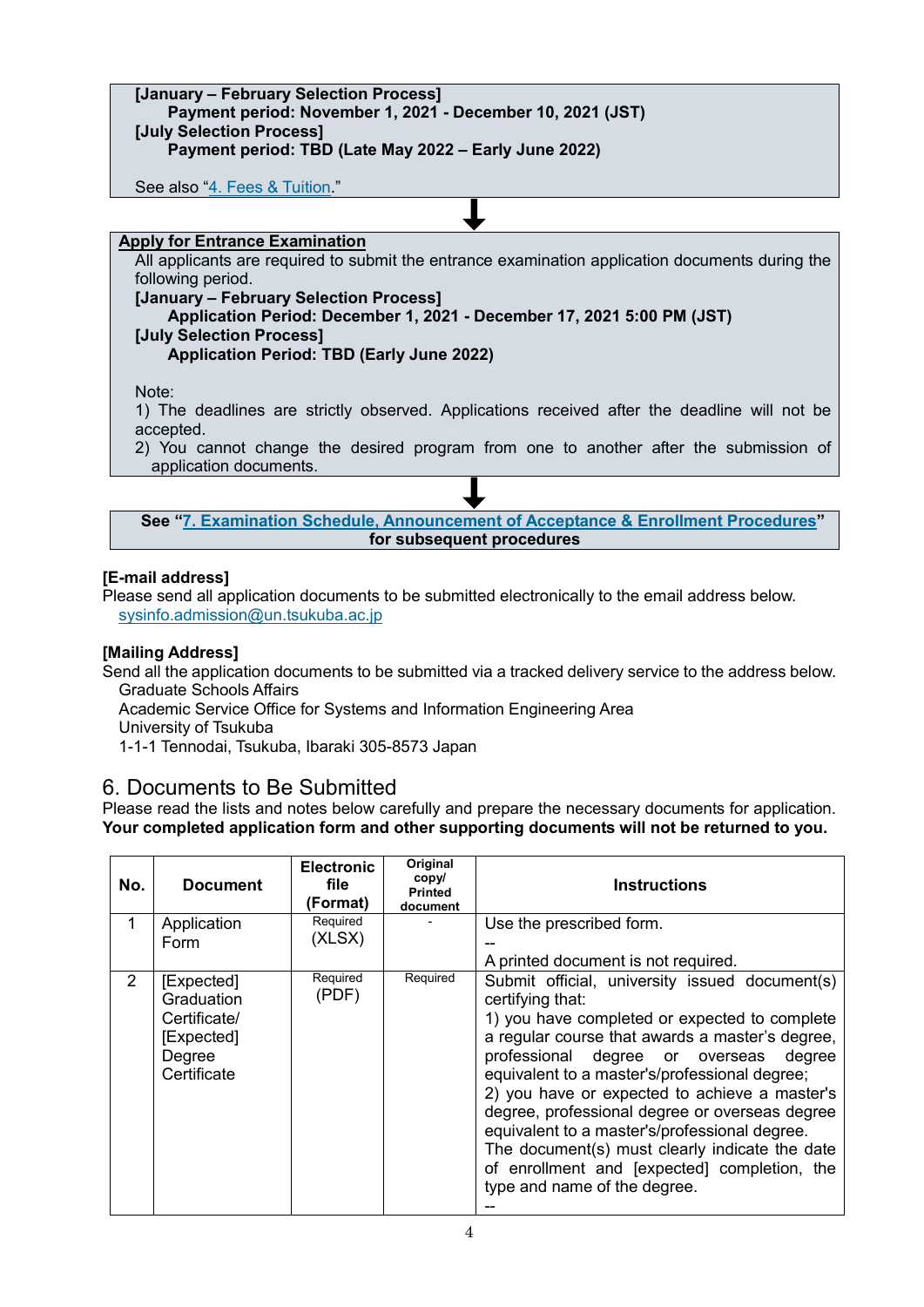**[January – February Selection Process]**

**Payment period: November 1, 2021 - December 10, 2021 (JST)**

**[July Selection Process]**

**Payment period: TBD (Late May 2022 – Early June 2022)**

See also "4. Fees & Tuition."

↓

**Apply for Entrance Examination**

All applicants are required to submit the entrance examination application documents during the following period.

**[January – February Selection Process]**

**Application Period: December 1, 2021 - December 17, 2021 5:00 PM (JST)**

**[July Selection Process]**

**Application Period: TBD (Early June 2022)**

Note:
1) The deadlines are strictly observed. Applications received after the deadline will not be accepted.
2) You cannot change the desired program from one to another after the submission of application documents.

↓

**See "7. Examination Schedule, Announcement of Acceptance & Enrollment Procedures" for subsequent procedures**

**[E-mail address]**

Please send all application documents to be submitted electronically to the email address below.
sysinfo.admission@un.tsukuba.ac.jp

**[Mailing Address]**

Send all the application documents to be submitted via a tracked delivery service to the address below.
Graduate Schools Affairs
Academic Service Office for Systems and Information Engineering Area
University of Tsukuba
1-1-1 Tennodai, Tsukuba, Ibaraki 305-8573 Japan

## 6. Documents to Be Submitted

Please read the lists and notes below carefully and prepare the necessary documents for application.
**Your completed application form and other supporting documents will not be returned to you.**

| No. | Document | Electronic file (Format) | Original copy/ Printed document | Instructions |
|---|---|---|---|---|
| 1 | Application Form | Required (XLSX) | - | Use the prescribed form.<br>--<br>A printed document is not required. |
| 2 | [Expected] Graduation Certificate/ [Expected] Degree Certificate | Required (PDF) | Required | Submit official, university issued document(s) certifying that:<br>1) you have completed or expected to complete a regular course that awards a master's degree, professional degree or overseas degree equivalent to a master's/professional degree;<br>2) you have or expected to achieve a master's degree, professional degree or overseas degree equivalent to a master's/professional degree.<br>The document(s) must clearly indicate the date of enrollment and [expected] completion, the type and name of the degree.<br>-- |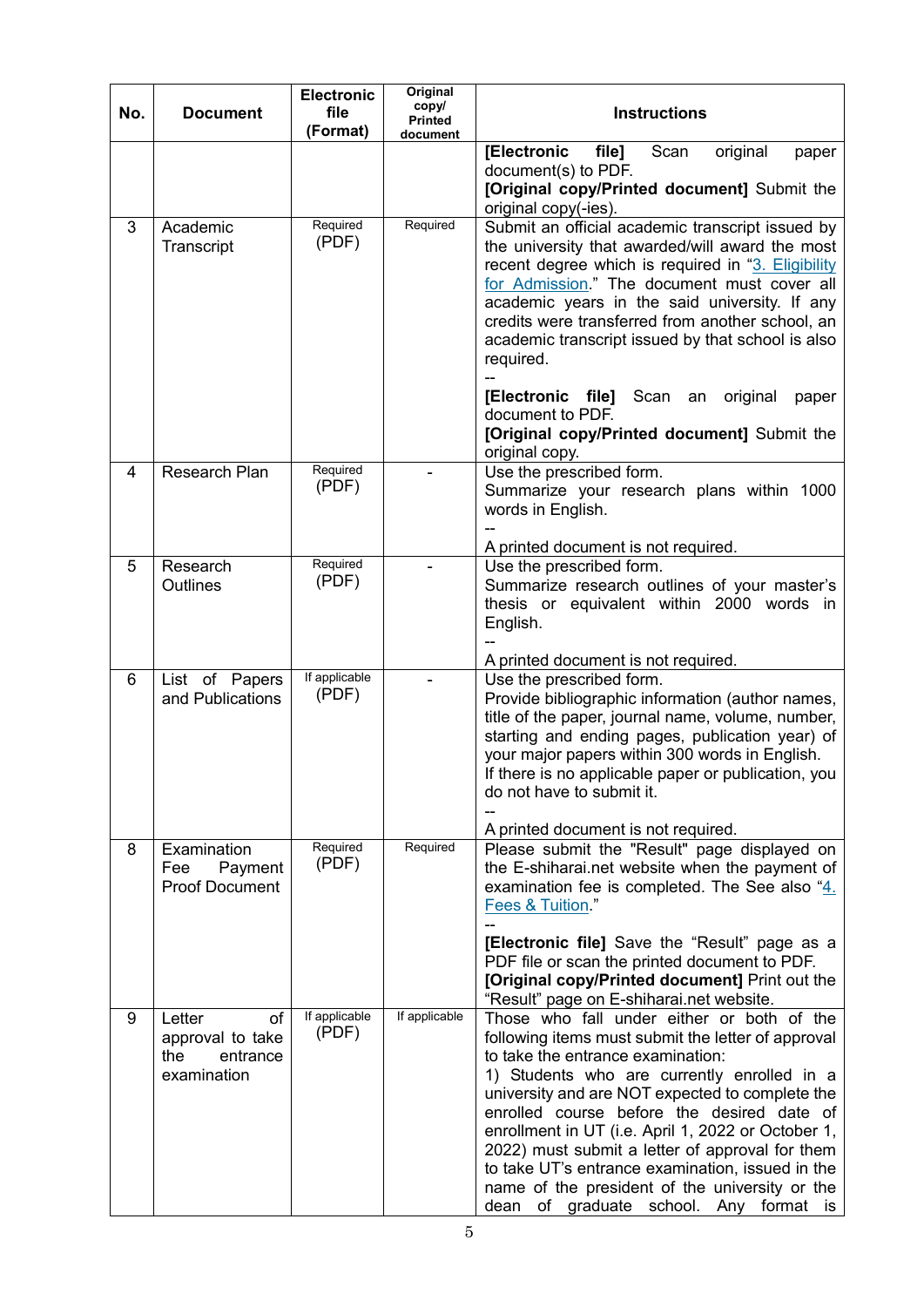| No. | Document | Electronic file (Format) | Original copy/ Printed document | Instructions |
|---|---|---|---|---|
| | | | | **[Electronic file]** Scan original paper document(s) to PDF.<br>**[Original copy/Printed document]** Submit the original copy(-ies). |
| 3 | Academic Transcript | Required (PDF) | Required | Submit an official academic transcript issued by the university that awarded/will award the most recent degree which is required in "3. Eligibility for Admission." The document must cover all academic years in the said university. If any credits were transferred from another school, an academic transcript issued by that school is also required.<br>--<br>**[Electronic file]** Scan an original paper document to PDF.<br>**[Original copy/Printed document]** Submit the original copy. |
| 4 | Research Plan | Required (PDF) | - | Use the prescribed form.<br>Summarize your research plans within 1000 words in English.<br>--<br>A printed document is not required. |
| 5 | Research Outlines | Required (PDF) | - | Use the prescribed form.<br>Summarize research outlines of your master's thesis or equivalent within 2000 words in English.<br>--<br>A printed document is not required. |
| 6 | List of Papers and Publications | If applicable (PDF) | - | Use the prescribed form.<br>Provide bibliographic information (author names, title of the paper, journal name, volume, number, starting and ending pages, publication year) of your major papers within 300 words in English.<br>If there is no applicable paper or publication, you do not have to submit it.<br>--<br>A printed document is not required. |
| 8 | Examination Fee Payment Proof Document | Required (PDF) | Required | Please submit the "Result" page displayed on the E-shiharai.net website when the payment of examination fee is completed. The See also "4. Fees & Tuition."<br>--<br>**[Electronic file]** Save the "Result" page as a PDF file or scan the printed document to PDF.<br>**[Original copy/Printed document]** Print out the "Result" page on E-shiharai.net website. |
| 9 | Letter of approval to take the entrance examination | If applicable (PDF) | If applicable | Those who fall under either or both of the following items must submit the letter of approval to take the entrance examination:<br>1) Students who are currently enrolled in a university and are NOT expected to complete the enrolled course before the desired date of enrollment in UT (i.e. April 1, 2022 or October 1, 2022) must submit a letter of approval for them to take UT's entrance examination, issued in the name of the president of the university or the dean of graduate school. Any format is |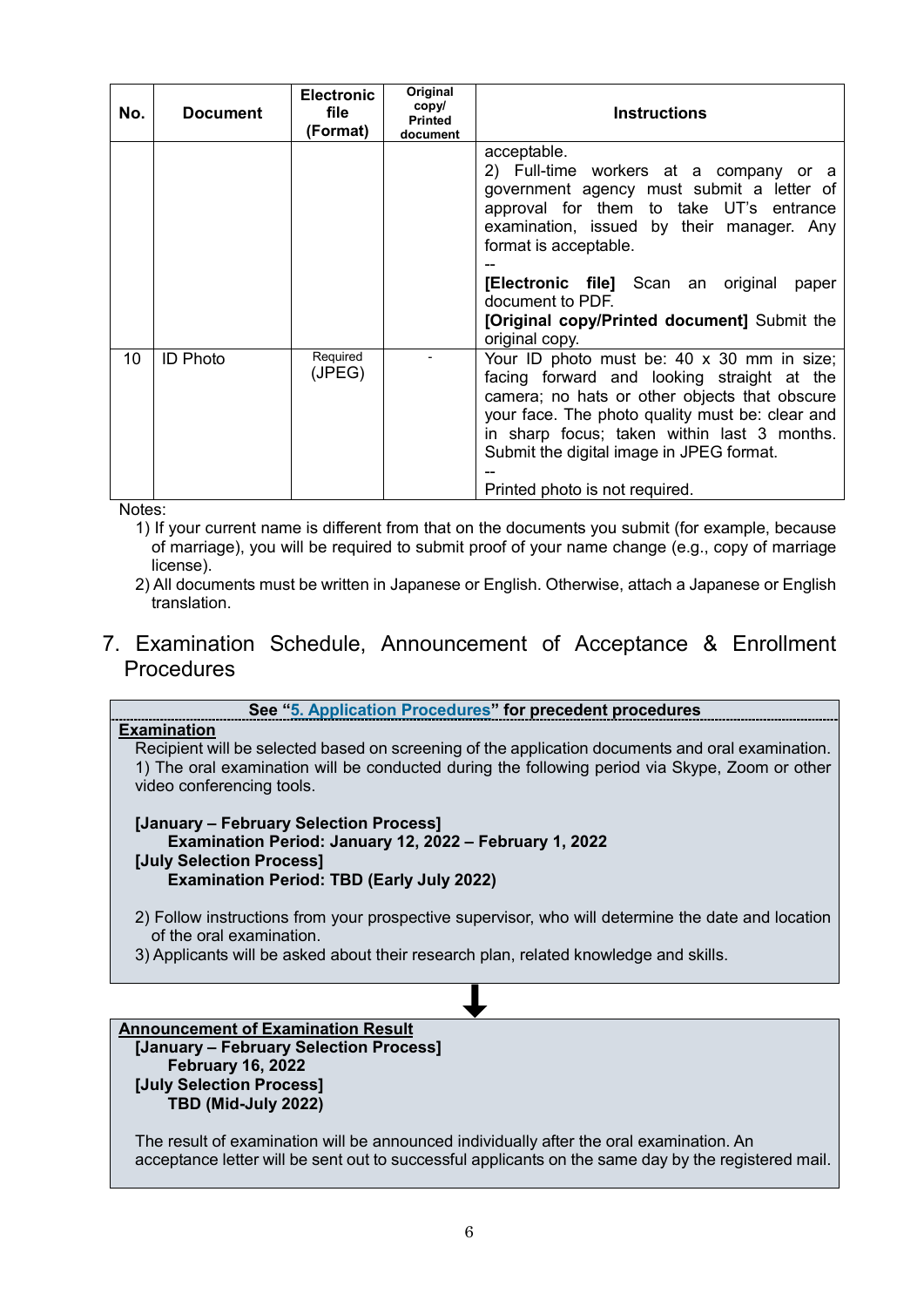| No. | Document | Electronic file (Format) | Original copy/ Printed document | Instructions |
|---|---|---|---|---|
| | | | | acceptable.<br>2) Full-time workers at a company or a government agency must submit a letter of approval for them to take UT's entrance examination, issued by their manager. Any format is acceptable.<br>--<br>**[Electronic file]** Scan an original paper document to PDF.<br>**[Original copy/Printed document]** Submit the original copy. |
| 10 | ID Photo | Required (JPEG) | - | Your ID photo must be: 40 x 30 mm in size; facing forward and looking straight at the camera; no hats or other objects that obscure your face. The photo quality must be: clear and in sharp focus; taken within last 3 months. Submit the digital image in JPEG format.<br>--<br>Printed photo is not required. |

Notes:

1) If your current name is different from that on the documents you submit (for example, because of marriage), you will be required to submit proof of your name change (e.g., copy of marriage license).
2) All documents must be written in Japanese or English. Otherwise, attach a Japanese or English translation.

## 7. Examination Schedule, Announcement of Acceptance & Enrollment Procedures

**See "5. Application Procedures" for precedent procedures**

**Examination**

Recipient will be selected based on screening of the application documents and oral examination.

1) The oral examination will be conducted during the following period via Skype, Zoom or other video conferencing tools.

**[January – February Selection Process]**
**Examination Period: January 12, 2022 – February 1, 2022**
**[July Selection Process]**
**Examination Period: TBD (Early July 2022)**

2) Follow instructions from your prospective supervisor, who will determine the date and location of the oral examination.
3) Applicants will be asked about their research plan, related knowledge and skills.

↓

**Announcement of Examination Result**

**[January – February Selection Process]**
**February 16, 2022**
**[July Selection Process]**
**TBD (Mid-July 2022)**

The result of examination will be announced individually after the oral examination. An acceptance letter will be sent out to successful applicants on the same day by the registered mail.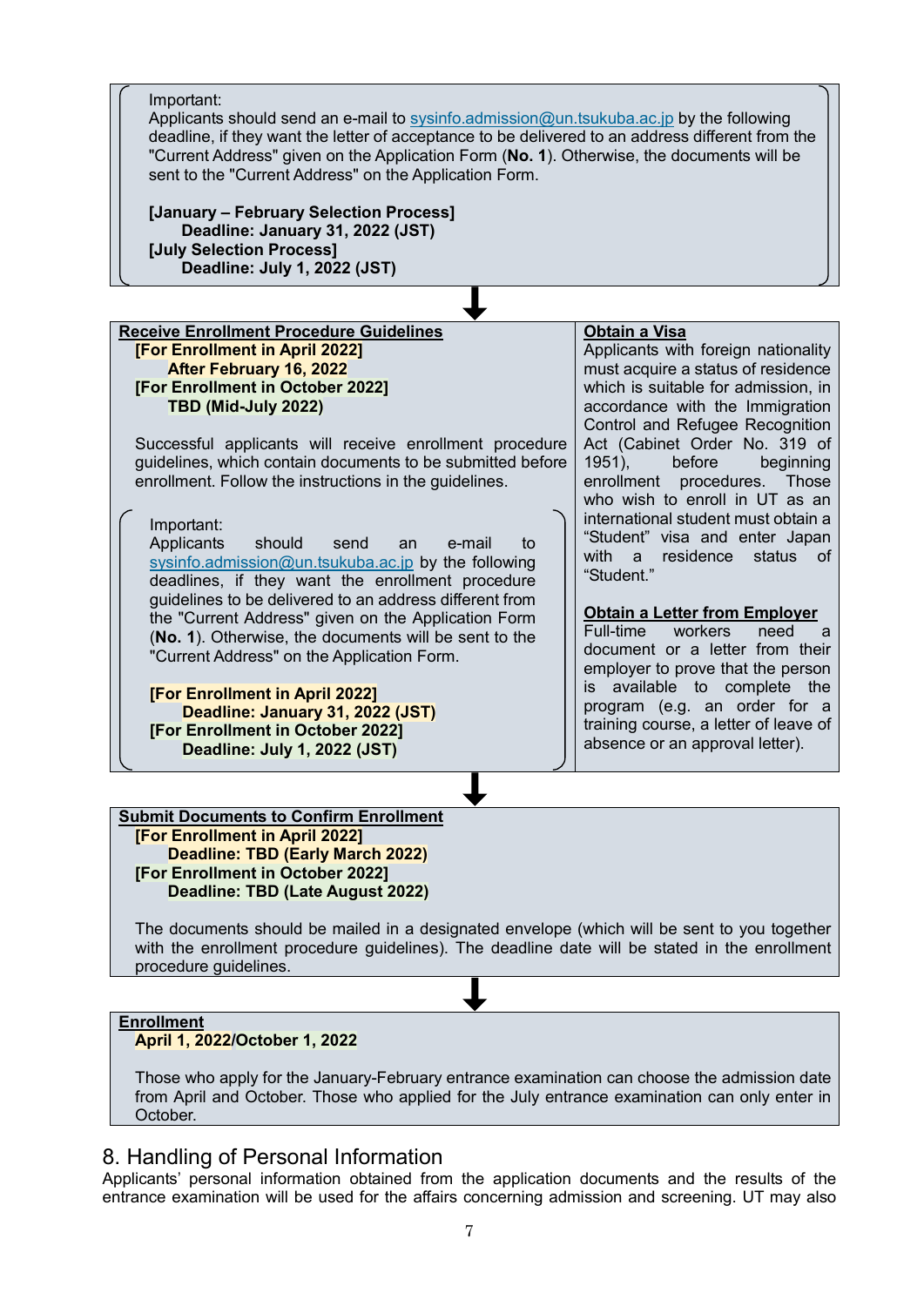Important:
Applicants should send an e-mail to sysinfo.admission@un.tsukuba.ac.jp by the following deadline, if they want the letter of acceptance to be delivered to an address different from the "Current Address" given on the Application Form (**No. 1**). Otherwise, the documents will be sent to the "Current Address" on the Application Form.

**[January – February Selection Process]**
**Deadline: January 31, 2022 (JST)**
**[July Selection Process]**
**Deadline: July 1, 2022 (JST)**

↓

**Receive Enrollment Procedure Guidelines**

**[For Enrollment in April 2022]**
**After February 16, 2022**
**[For Enrollment in October 2022]**
**TBD (Mid-July 2022)**

Successful applicants will receive enrollment procedure guidelines, which contain documents to be submitted before enrollment. Follow the instructions in the guidelines.

Important:
Applicants should send an e-mail to sysinfo.admission@un.tsukuba.ac.jp by the following deadlines, if they want the enrollment procedure guidelines to be delivered to an address different from the "Current Address" given on the Application Form (**No. 1**). Otherwise, the documents will be sent to the "Current Address" on the Application Form.

**[For Enrollment in April 2022]**
**Deadline: January 31, 2022 (JST)**
**[For Enrollment in October 2022]**
**Deadline: July 1, 2022 (JST)**

**Obtain a Visa**

Applicants with foreign nationality must acquire a status of residence which is suitable for admission, in accordance with the Immigration Control and Refugee Recognition Act (Cabinet Order No. 319 of 1951), before beginning enrollment procedures. Those who wish to enroll in UT as an international student must obtain a "Student" visa and enter Japan with a residence status of "Student."

**Obtain a Letter from Employer**

Full-time workers need a document or a letter from their employer to prove that the person is available to complete the program (e.g. an order for a training course, a letter of leave of absence or an approval letter).

↓

**Submit Documents to Confirm Enrollment**

**[For Enrollment in April 2022]**
**Deadline: TBD (Early March 2022)**
**[For Enrollment in October 2022]**
**Deadline: TBD (Late August 2022)**

The documents should be mailed in a designated envelope (which will be sent to you together with the enrollment procedure guidelines). The deadline date will be stated in the enrollment procedure guidelines.

↓

**Enrollment**

**April 1, 2022/October 1, 2022**

Those who apply for the January-February entrance examination can choose the admission date from April and October. Those who applied for the July entrance examination can only enter in October.

## 8. Handling of Personal Information

Applicants' personal information obtained from the application documents and the results of the entrance examination will be used for the affairs concerning admission and screening. UT may also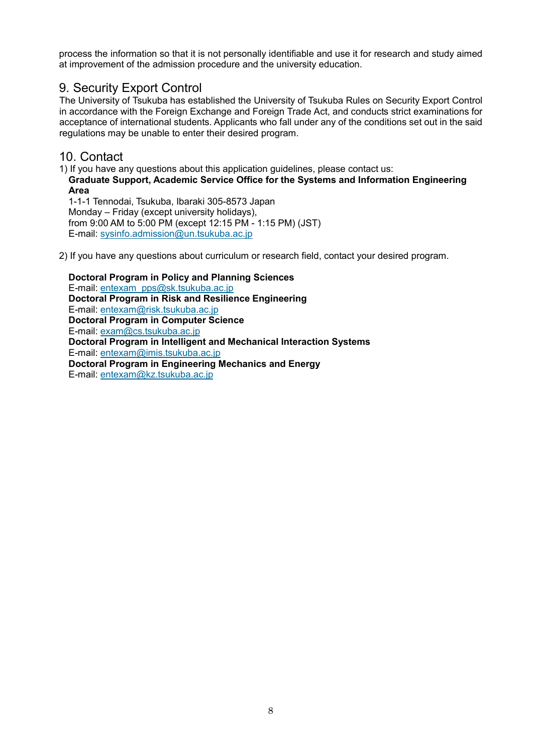process the information so that it is not personally identifiable and use it for research and study aimed at improvement of the admission procedure and the university education.

## 9. Security Export Control

The University of Tsukuba has established the University of Tsukuba Rules on Security Export Control in accordance with the Foreign Exchange and Foreign Trade Act, and conducts strict examinations for acceptance of international students. Applicants who fall under any of the conditions set out in the said regulations may be unable to enter their desired program.

## 10. Contact

1) If you have any questions about this application guidelines, please contact us:

**Graduate Support, Academic Service Office for the Systems and Information Engineering Area**
1-1-1 Tennodai, Tsukuba, Ibaraki 305-8573 Japan
Monday – Friday (except university holidays),
from 9:00 AM to 5:00 PM (except 12:15 PM - 1:15 PM) (JST)
E-mail: sysinfo.admission@un.tsukuba.ac.jp

2) If you have any questions about curriculum or research field, contact your desired program.

**Doctoral Program in Policy and Planning Sciences**
E-mail: entexam_pps@sk.tsukuba.ac.jp
**Doctoral Program in Risk and Resilience Engineering**
E-mail: entexam@risk.tsukuba.ac.jp
**Doctoral Program in Computer Science**
E-mail: exam@cs.tsukuba.ac.jp
**Doctoral Program in Intelligent and Mechanical Interaction Systems**
E-mail: entexam@imis.tsukuba.ac.jp
**Doctoral Program in Engineering Mechanics and Energy**
E-mail: entexam@kz.tsukuba.ac.jp